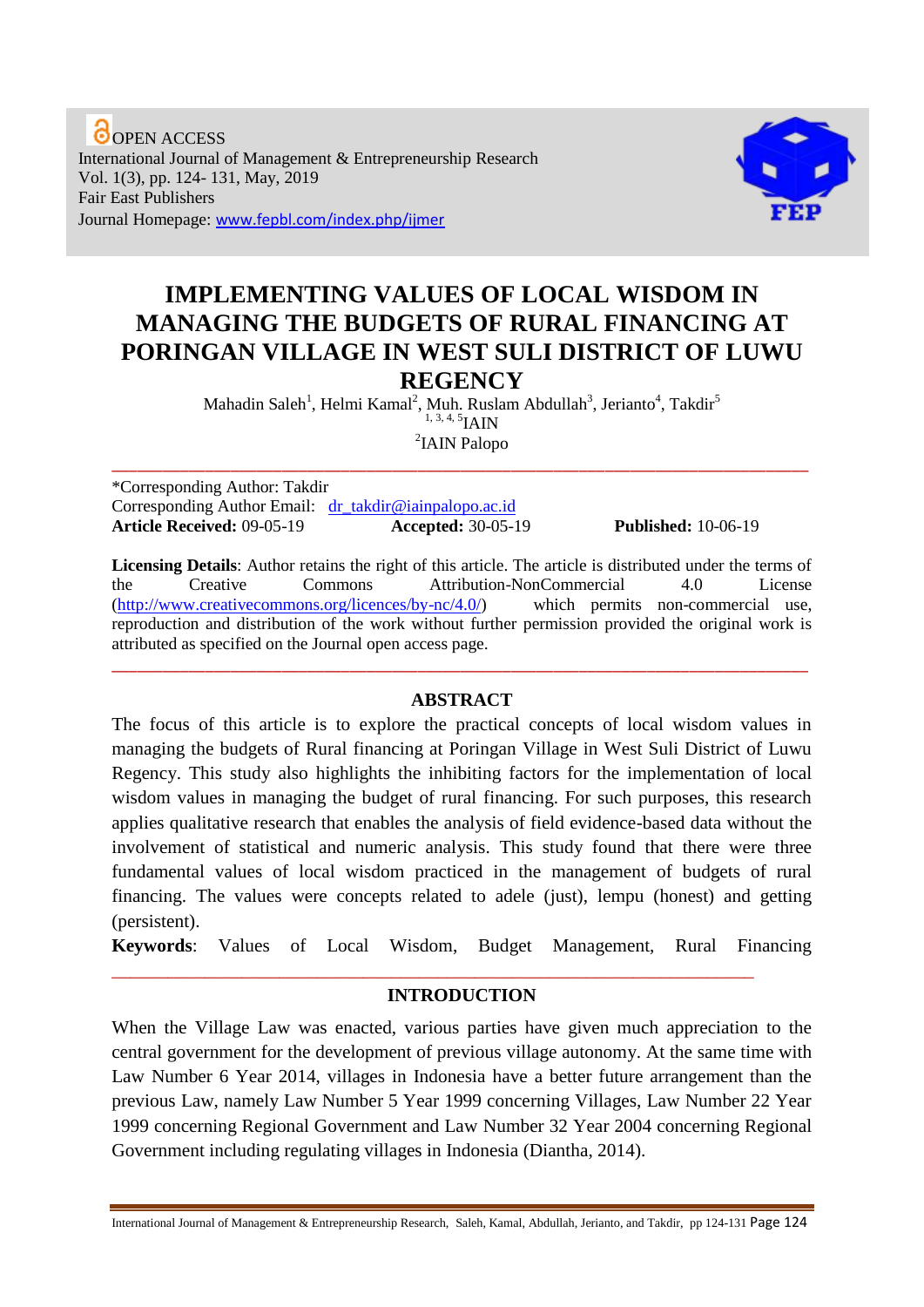OPEN ACCESS
International Journal of Management & Entrepreneurship Research
Vol. 1(3), pp. 124- 131, May, 2019
Fair East Publishers
Journal Homepage: www.fepbl.com/index.php/ijmer

# IMPLEMENTING VALUES OF LOCAL WISDOM IN MANAGING THE BUDGETS OF RURAL FINANCING AT PORINGAN VILLAGE IN WEST SULI DISTRICT OF LUWU REGENCY

Mahadin Saleh[1], Helmi Kamal[2], Muh. Ruslam Abdullah[3], Jerianto[4], Takdir[5]

[1, 3, 4, 5]IAIN

[2]IAIN Palopo

---

*Corresponding Author: Takdir
Corresponding Author Email: dr_takdir@iainpalopo.ac.id
**Article Received:** 09-05-19 **Accepted:** 30-05-19 **Published:** 10-06-19

**Licensing Details**: Author retains the right of this article. The article is distributed under the terms of the Creative Commons Attribution-NonCommercial 4.0 License (http://www.creativecommons.org/licences/by-nc/4.0/) which permits non-commercial use, reproduction and distribution of the work without further permission provided the original work is attributed as specified on the Journal open access page.

---

## ABSTRACT

The focus of this article is to explore the practical concepts of local wisdom values in managing the budgets of Rural financing at Poringan Village in West Suli District of Luwu Regency. This study also highlights the inhibiting factors for the implementation of local wisdom values in managing the budget of rural financing. For such purposes, this research applies qualitative research that enables the analysis of field evidence-based data without the involvement of statistical and numeric analysis. This study found that there were three fundamental values of local wisdom practiced in the management of budgets of rural financing. The values were concepts related to adele (just), lempu (honest) and getting (persistent).

**Keywords**: Values of Local Wisdom, Budget Management, Rural Financing

---

## INTRODUCTION

When the Village Law was enacted, various parties have given much appreciation to the central government for the development of previous village autonomy. At the same time with Law Number 6 Year 2014, villages in Indonesia have a better future arrangement than the previous Law, namely Law Number 5 Year 1999 concerning Villages, Law Number 22 Year 1999 concerning Regional Government and Law Number 32 Year 2004 concerning Regional Government including regulating villages in Indonesia (Diantha, 2014).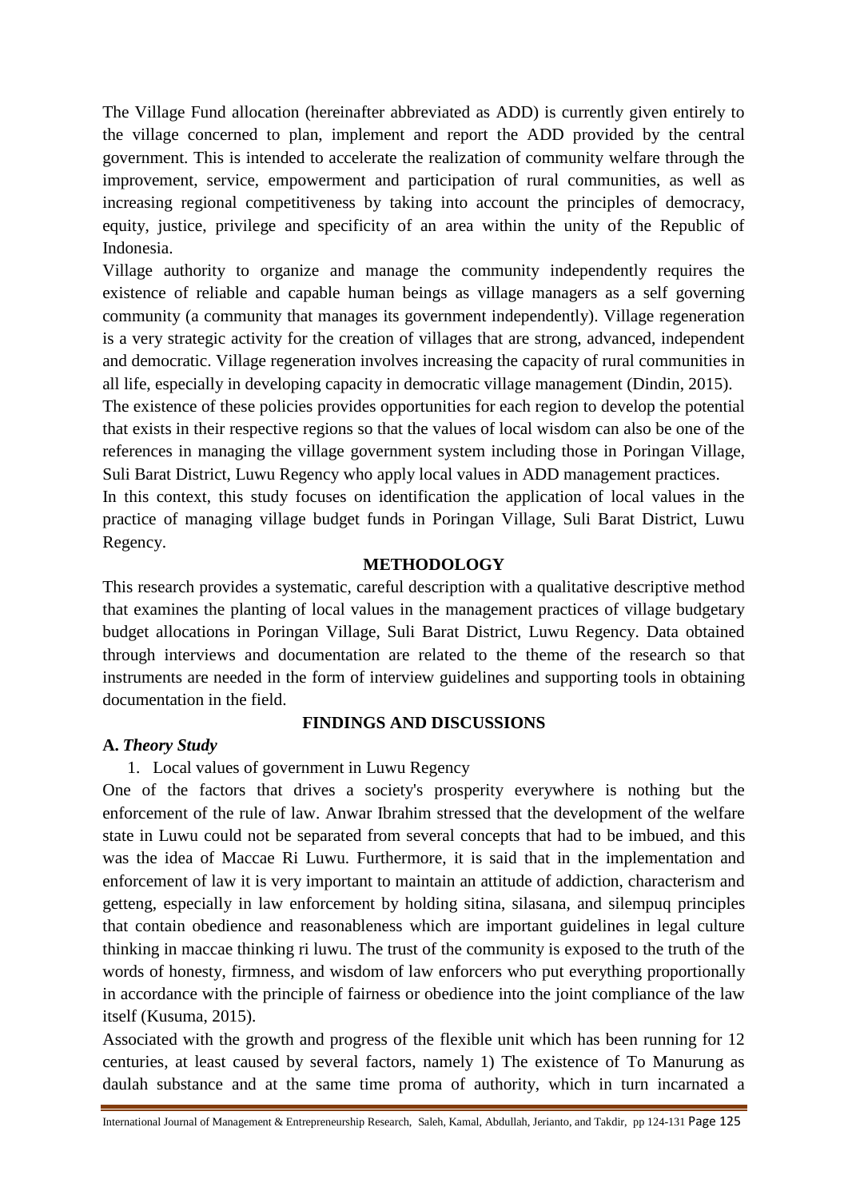The Village Fund allocation (hereinafter abbreviated as ADD) is currently given entirely to the village concerned to plan, implement and report the ADD provided by the central government. This is intended to accelerate the realization of community welfare through the improvement, service, empowerment and participation of rural communities, as well as increasing regional competitiveness by taking into account the principles of democracy, equity, justice, privilege and specificity of an area within the unity of the Republic of Indonesia.

Village authority to organize and manage the community independently requires the existence of reliable and capable human beings as village managers as a self governing community (a community that manages its government independently). Village regeneration is a very strategic activity for the creation of villages that are strong, advanced, independent and democratic. Village regeneration involves increasing the capacity of rural communities in all life, especially in developing capacity in democratic village management (Dindin, 2015).

The existence of these policies provides opportunities for each region to develop the potential that exists in their respective regions so that the values of local wisdom can also be one of the references in managing the village government system including those in Poringan Village, Suli Barat District, Luwu Regency who apply local values in ADD management practices.

In this context, this study focuses on identification the application of local values in the practice of managing village budget funds in Poringan Village, Suli Barat District, Luwu Regency.

## METHODOLOGY

This research provides a systematic, careful description with a qualitative descriptive method that examines the planting of local values in the management practices of village budgetary budget allocations in Poringan Village, Suli Barat District, Luwu Regency. Data obtained through interviews and documentation are related to the theme of the research so that instruments are needed in the form of interview guidelines and supporting tools in obtaining documentation in the field.

## FINDINGS AND DISCUSSIONS

### A. *Theory Study*

1. Local values of government in Luwu Regency

One of the factors that drives a society's prosperity everywhere is nothing but the enforcement of the rule of law. Anwar Ibrahim stressed that the development of the welfare state in Luwu could not be separated from several concepts that had to be imbued, and this was the idea of Maccae Ri Luwu. Furthermore, it is said that in the implementation and enforcement of law it is very important to maintain an attitude of addiction, characterism and getteng, especially in law enforcement by holding sitina, silasana, and silempuq principles that contain obedience and reasonableness which are important guidelines in legal culture thinking in maccae thinking ri luwu. The trust of the community is exposed to the truth of the words of honesty, firmness, and wisdom of law enforcers who put everything proportionally in accordance with the principle of fairness or obedience into the joint compliance of the law itself (Kusuma, 2015).

Associated with the growth and progress of the flexible unit which has been running for 12 centuries, at least caused by several factors, namely 1) The existence of To Manurung as daulah substance and at the same time proma of authority, which in turn incarnated a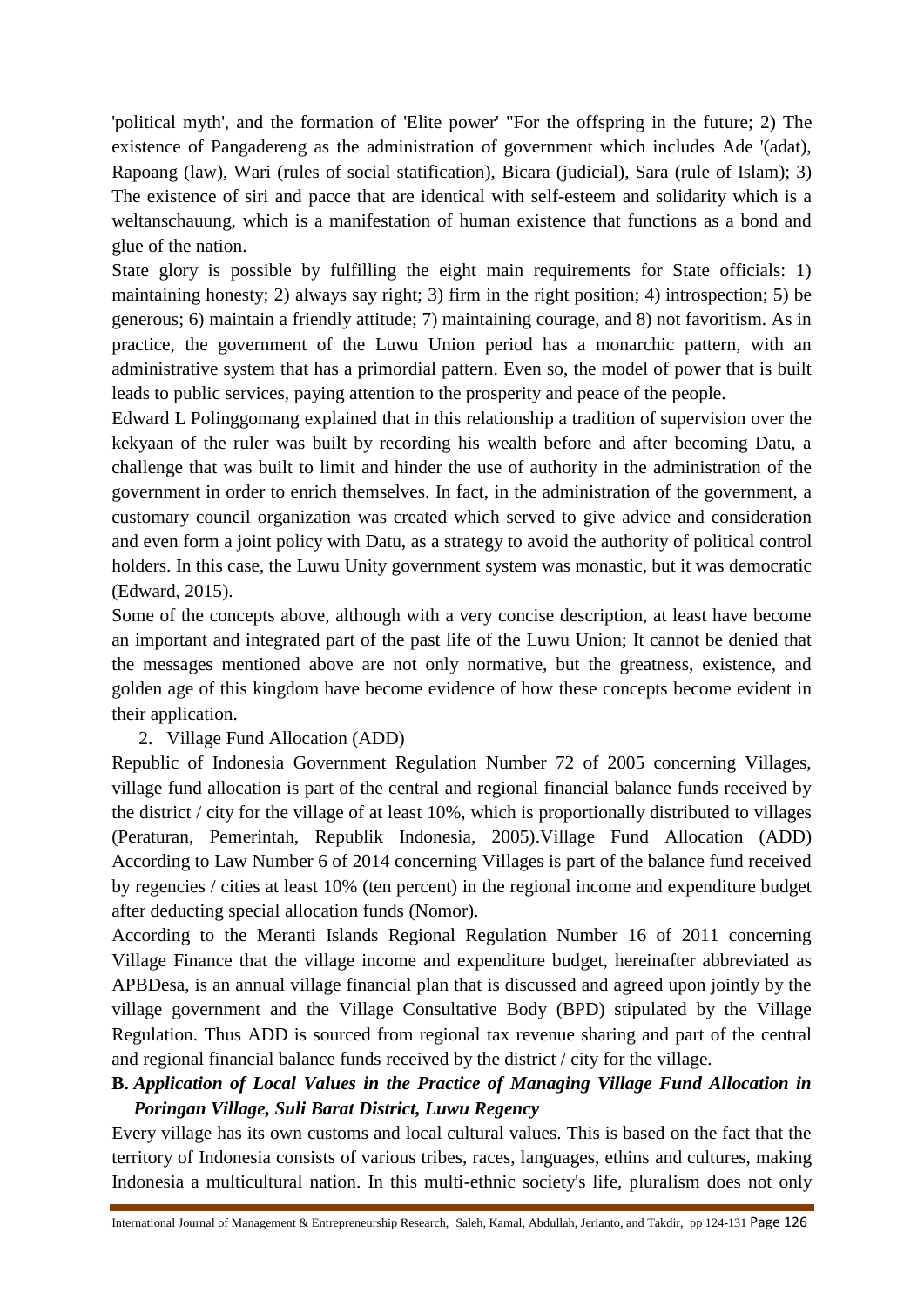'political myth', and the formation of 'Elite power' "For the offspring in the future; 2) The existence of Pangadereng as the administration of government which includes Ade '(adat), Rapoang (law), Wari (rules of social statification), Bicara (judicial), Sara (rule of Islam); 3) The existence of siri and pacce that are identical with self-esteem and solidarity which is a weltanschauung, which is a manifestation of human existence that functions as a bond and glue of the nation.

State glory is possible by fulfilling the eight main requirements for State officials: 1) maintaining honesty; 2) always say right; 3) firm in the right position; 4) introspection; 5) be generous; 6) maintain a friendly attitude; 7) maintaining courage, and 8) not favoritism. As in practice, the government of the Luwu Union period has a monarchic pattern, with an administrative system that has a primordial pattern. Even so, the model of power that is built leads to public services, paying attention to the prosperity and peace of the people.

Edward L Polinggomang explained that in this relationship a tradition of supervision over the kekyaan of the ruler was built by recording his wealth before and after becoming Datu, a challenge that was built to limit and hinder the use of authority in the administration of the government in order to enrich themselves. In fact, in the administration of the government, a customary council organization was created which served to give advice and consideration and even form a joint policy with Datu, as a strategy to avoid the authority of political control holders. In this case, the Luwu Unity government system was monastic, but it was democratic (Edward, 2015).

Some of the concepts above, although with a very concise description, at least have become an important and integrated part of the past life of the Luwu Union; It cannot be denied that the messages mentioned above are not only normative, but the greatness, existence, and golden age of this kingdom have become evidence of how these concepts become evident in their application.

2. Village Fund Allocation (ADD)

Republic of Indonesia Government Regulation Number 72 of 2005 concerning Villages, village fund allocation is part of the central and regional financial balance funds received by the district / city for the village of at least 10%, which is proportionally distributed to villages (Peraturan, Pemerintah, Republik Indonesia, 2005).Village Fund Allocation (ADD) According to Law Number 6 of 2014 concerning Villages is part of the balance fund received by regencies / cities at least 10% (ten percent) in the regional income and expenditure budget after deducting special allocation funds (Nomor).

According to the Meranti Islands Regional Regulation Number 16 of 2011 concerning Village Finance that the village income and expenditure budget, hereinafter abbreviated as APBDesa, is an annual village financial plan that is discussed and agreed upon jointly by the village government and the Village Consultative Body (BPD) stipulated by the Village Regulation. Thus ADD is sourced from regional tax revenue sharing and part of the central and regional financial balance funds received by the district / city for the village.

## B. *Application of Local Values in the Practice of Managing Village Fund Allocation in Poringan Village, Suli Barat District, Luwu Regency*

Every village has its own customs and local cultural values. This is based on the fact that the territory of Indonesia consists of various tribes, races, languages, ethins and cultures, making Indonesia a multicultural nation. In this multi-ethnic society's life, pluralism does not only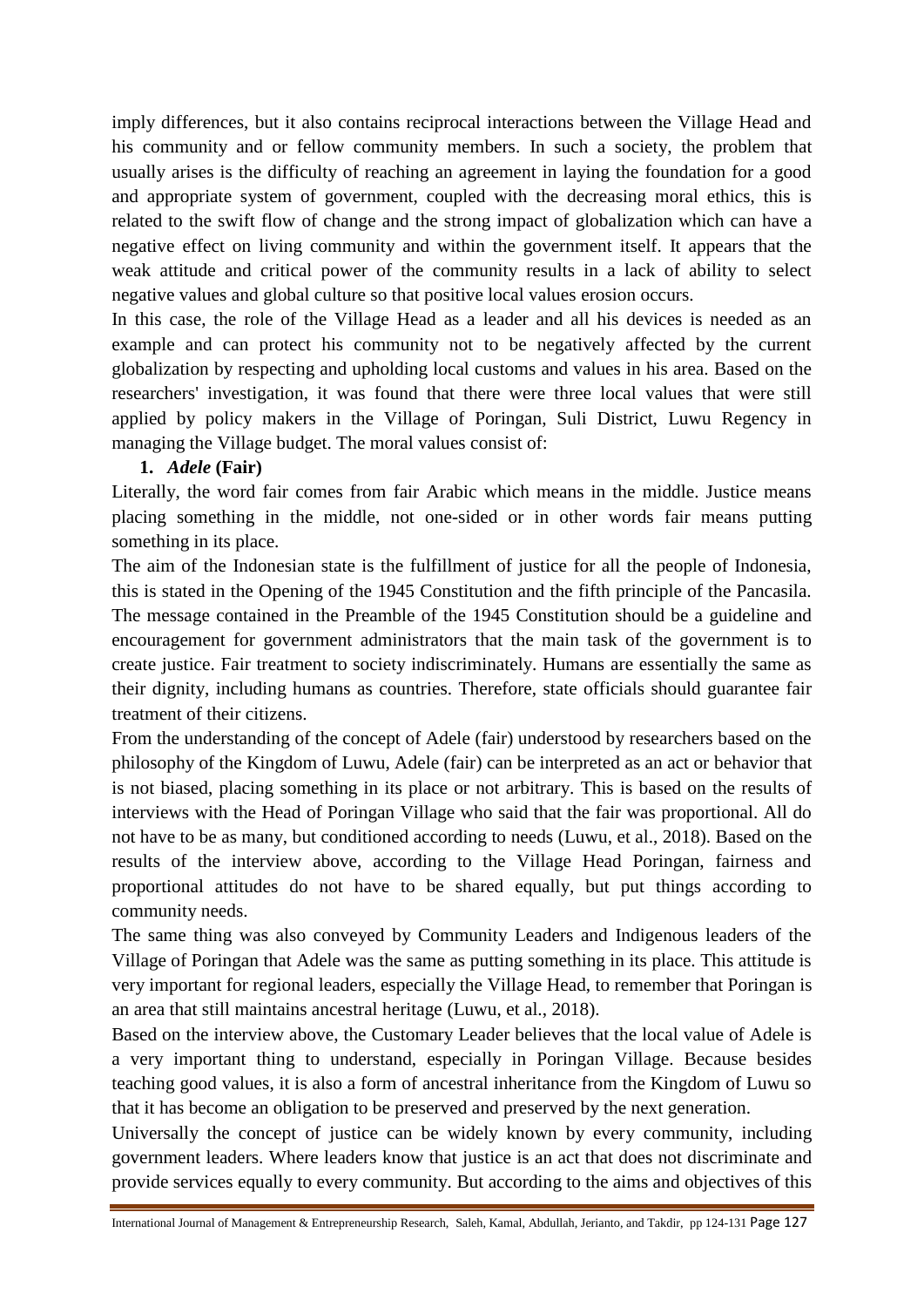imply differences, but it also contains reciprocal interactions between the Village Head and his community and or fellow community members. In such a society, the problem that usually arises is the difficulty of reaching an agreement in laying the foundation for a good and appropriate system of government, coupled with the decreasing moral ethics, this is related to the swift flow of change and the strong impact of globalization which can have a negative effect on living community and within the government itself. It appears that the weak attitude and critical power of the community results in a lack of ability to select negative values and global culture so that positive local values erosion occurs.

In this case, the role of the Village Head as a leader and all his devices is needed as an example and can protect his community not to be negatively affected by the current globalization by respecting and upholding local customs and values in his area. Based on the researchers' investigation, it was found that there were three local values that were still applied by policy makers in the Village of Poringan, Suli District, Luwu Regency in managing the Village budget. The moral values consist of:

1. ***Adele* (Fair)**

Literally, the word fair comes from fair Arabic which means in the middle. Justice means placing something in the middle, not one-sided or in other words fair means putting something in its place.

The aim of the Indonesian state is the fulfillment of justice for all the people of Indonesia, this is stated in the Opening of the 1945 Constitution and the fifth principle of the Pancasila. The message contained in the Preamble of the 1945 Constitution should be a guideline and encouragement for government administrators that the main task of the government is to create justice. Fair treatment to society indiscriminately. Humans are essentially the same as their dignity, including humans as countries. Therefore, state officials should guarantee fair treatment of their citizens.

From the understanding of the concept of Adele (fair) understood by researchers based on the philosophy of the Kingdom of Luwu, Adele (fair) can be interpreted as an act or behavior that is not biased, placing something in its place or not arbitrary. This is based on the results of interviews with the Head of Poringan Village who said that the fair was proportional. All do not have to be as many, but conditioned according to needs (Luwu, et al., 2018). Based on the results of the interview above, according to the Village Head Poringan, fairness and proportional attitudes do not have to be shared equally, but put things according to community needs.

The same thing was also conveyed by Community Leaders and Indigenous leaders of the Village of Poringan that Adele was the same as putting something in its place. This attitude is very important for regional leaders, especially the Village Head, to remember that Poringan is an area that still maintains ancestral heritage (Luwu, et al., 2018).

Based on the interview above, the Customary Leader believes that the local value of Adele is a very important thing to understand, especially in Poringan Village. Because besides teaching good values, it is also a form of ancestral inheritance from the Kingdom of Luwu so that it has become an obligation to be preserved and preserved by the next generation.

Universally the concept of justice can be widely known by every community, including government leaders. Where leaders know that justice is an act that does not discriminate and provide services equally to every community. But according to the aims and objectives of this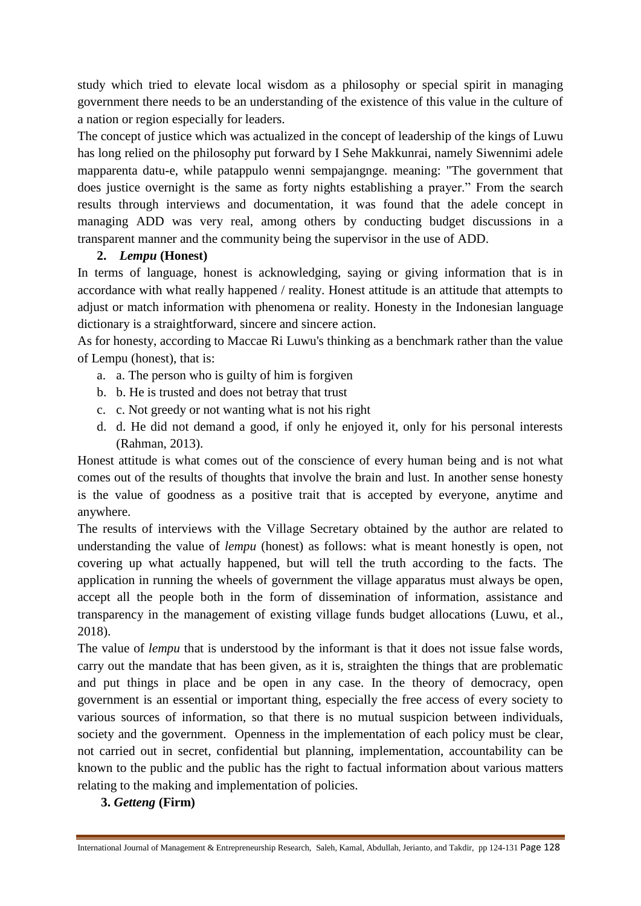study which tried to elevate local wisdom as a philosophy or special spirit in managing government there needs to be an understanding of the existence of this value in the culture of a nation or region especially for leaders.

The concept of justice which was actualized in the concept of leadership of the kings of Luwu has long relied on the philosophy put forward by I Sehe Makkunrai, namely Siwennimi adele mapparenta datu-e, while patappulo wenni sempajangnge. meaning: "The government that does justice overnight is the same as forty nights establishing a prayer." From the search results through interviews and documentation, it was found that the adele concept in managing ADD was very real, among others by conducting budget discussions in a transparent manner and the community being the supervisor in the use of ADD.

**2. *Lempu* (Honest)**

In terms of language, honest is acknowledging, saying or giving information that is in accordance with what really happened / reality. Honest attitude is an attitude that attempts to adjust or match information with phenomena or reality. Honesty in the Indonesian language dictionary is a straightforward, sincere and sincere action.

As for honesty, according to Maccae Ri Luwu's thinking as a benchmark rather than the value of Lempu (honest), that is:

a. a. The person who is guilty of him is forgiven
b. b. He is trusted and does not betray that trust
c. c. Not greedy or not wanting what is not his right
d. d. He did not demand a good, if only he enjoyed it, only for his personal interests (Rahman, 2013).

Honest attitude is what comes out of the conscience of every human being and is not what comes out of the results of thoughts that involve the brain and lust. In another sense honesty is the value of goodness as a positive trait that is accepted by everyone, anytime and anywhere.

The results of interviews with the Village Secretary obtained by the author are related to understanding the value of *lempu* (honest) as follows: what is meant honestly is open, not covering up what actually happened, but will tell the truth according to the facts. The application in running the wheels of government the village apparatus must always be open, accept all the people both in the form of dissemination of information, assistance and transparency in the management of existing village funds budget allocations (Luwu, et al., 2018).

The value of *lempu* that is understood by the informant is that it does not issue false words, carry out the mandate that has been given, as it is, straighten the things that are problematic and put things in place and be open in any case. In the theory of democracy, open government is an essential or important thing, especially the free access of every society to various sources of information, so that there is no mutual suspicion between individuals, society and the government. Openness in the implementation of each policy must be clear, not carried out in secret, confidential but planning, implementation, accountability can be known to the public and the public has the right to factual information about various matters relating to the making and implementation of policies.

**3. *Getteng* (Firm)**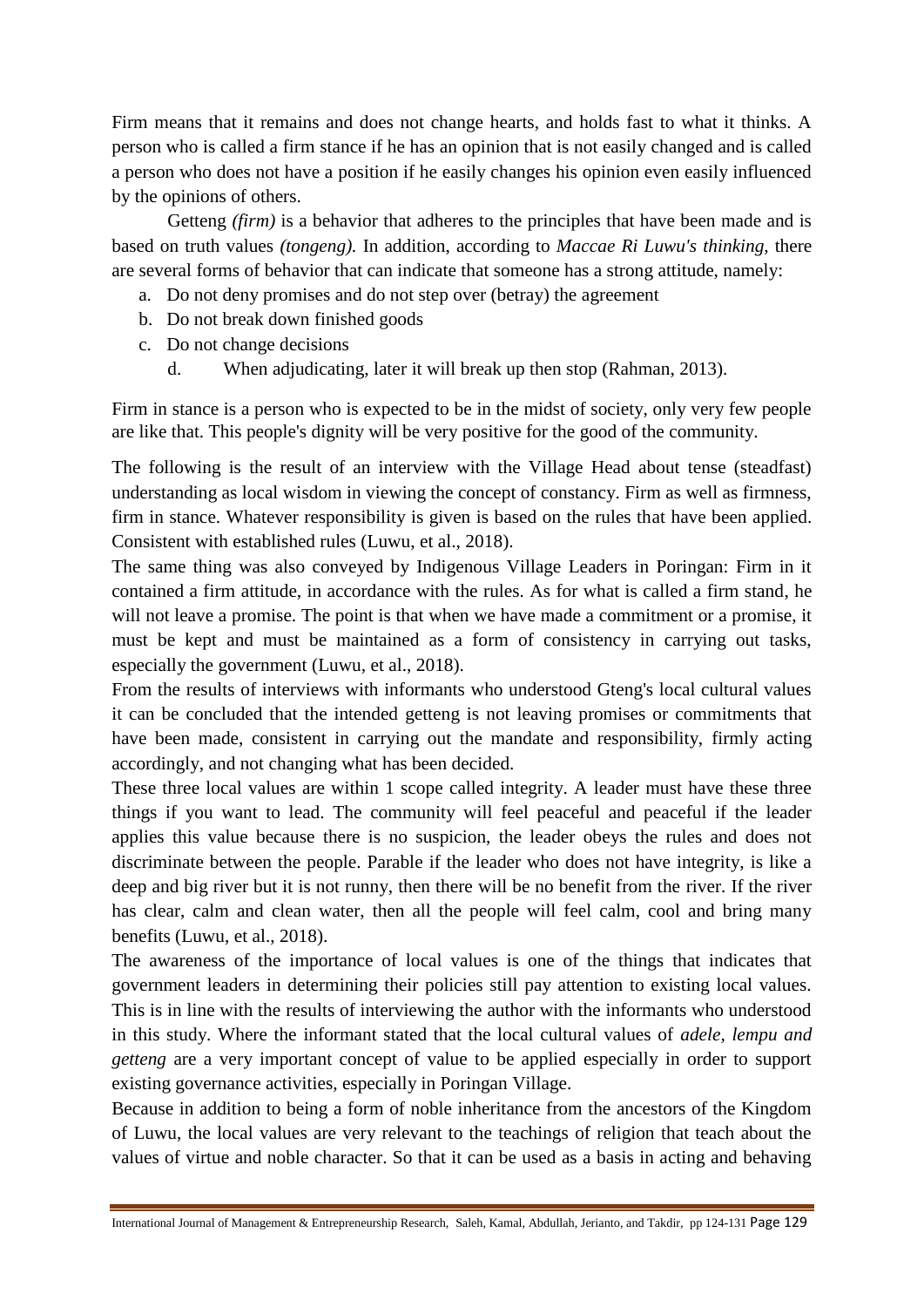Firm means that it remains and does not change hearts, and holds fast to what it thinks. A person who is called a firm stance if he has an opinion that is not easily changed and is called a person who does not have a position if he easily changes his opinion even easily influenced by the opinions of others.

Getteng *(firm)* is a behavior that adheres to the principles that have been made and is based on truth values *(tongeng).* In addition, according to *Maccae Ri Luwu's thinking,* there are several forms of behavior that can indicate that someone has a strong attitude, namely:

a. Do not deny promises and do not step over (betray) the agreement
b. Do not break down finished goods
c. Do not change decisions
d. When adjudicating, later it will break up then stop (Rahman, 2013).

Firm in stance is a person who is expected to be in the midst of society, only very few people are like that. This people's dignity will be very positive for the good of the community.

The following is the result of an interview with the Village Head about tense (steadfast) understanding as local wisdom in viewing the concept of constancy. Firm as well as firmness, firm in stance. Whatever responsibility is given is based on the rules that have been applied. Consistent with established rules (Luwu, et al., 2018).

The same thing was also conveyed by Indigenous Village Leaders in Poringan: Firm in it contained a firm attitude, in accordance with the rules. As for what is called a firm stand, he will not leave a promise. The point is that when we have made a commitment or a promise, it must be kept and must be maintained as a form of consistency in carrying out tasks, especially the government (Luwu, et al., 2018).

From the results of interviews with informants who understood Gteng's local cultural values it can be concluded that the intended getteng is not leaving promises or commitments that have been made, consistent in carrying out the mandate and responsibility, firmly acting accordingly, and not changing what has been decided.

These three local values are within 1 scope called integrity. A leader must have these three things if you want to lead. The community will feel peaceful and peaceful if the leader applies this value because there is no suspicion, the leader obeys the rules and does not discriminate between the people. Parable if the leader who does not have integrity, is like a deep and big river but it is not runny, then there will be no benefit from the river. If the river has clear, calm and clean water, then all the people will feel calm, cool and bring many benefits (Luwu, et al., 2018).

The awareness of the importance of local values is one of the things that indicates that government leaders in determining their policies still pay attention to existing local values. This is in line with the results of interviewing the author with the informants who understood in this study. Where the informant stated that the local cultural values of *adele, lempu and getteng* are a very important concept of value to be applied especially in order to support existing governance activities, especially in Poringan Village.

Because in addition to being a form of noble inheritance from the ancestors of the Kingdom of Luwu, the local values are very relevant to the teachings of religion that teach about the values of virtue and noble character. So that it can be used as a basis in acting and behaving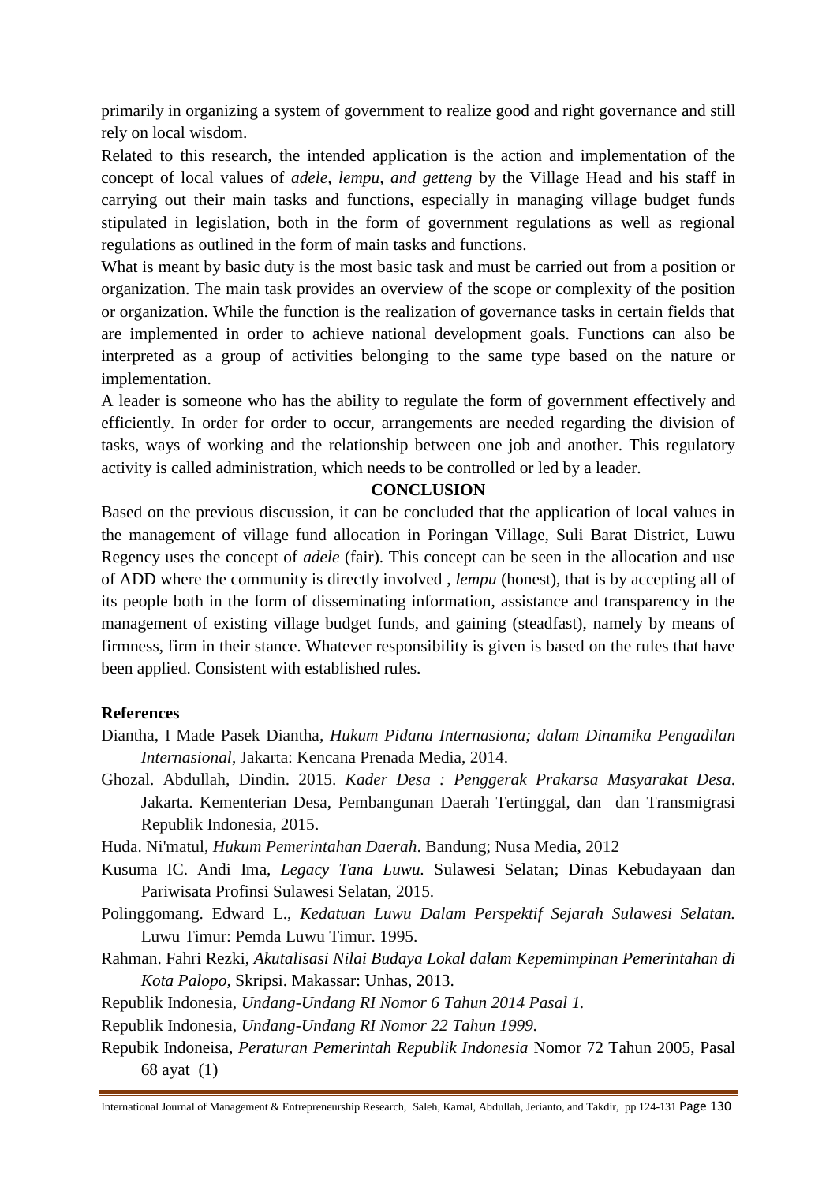primarily in organizing a system of government to realize good and right governance and still rely on local wisdom.

Related to this research, the intended application is the action and implementation of the concept of local values of *adele, lempu, and getteng* by the Village Head and his staff in carrying out their main tasks and functions, especially in managing village budget funds stipulated in legislation, both in the form of government regulations as well as regional regulations as outlined in the form of main tasks and functions.

What is meant by basic duty is the most basic task and must be carried out from a position or organization. The main task provides an overview of the scope or complexity of the position or organization. While the function is the realization of governance tasks in certain fields that are implemented in order to achieve national development goals. Functions can also be interpreted as a group of activities belonging to the same type based on the nature or implementation.

A leader is someone who has the ability to regulate the form of government effectively and efficiently. In order for order to occur, arrangements are needed regarding the division of tasks, ways of working and the relationship between one job and another. This regulatory activity is called administration, which needs to be controlled or led by a leader.

## CONCLUSION

Based on the previous discussion, it can be concluded that the application of local values in the management of village fund allocation in Poringan Village, Suli Barat District, Luwu Regency uses the concept of *adele* (fair). This concept can be seen in the allocation and use of ADD where the community is directly involved , *lempu* (honest), that is by accepting all of its people both in the form of disseminating information, assistance and transparency in the management of existing village budget funds, and gaining (steadfast), namely by means of firmness, firm in their stance. Whatever responsibility is given is based on the rules that have been applied. Consistent with established rules.

**References**

Diantha, I Made Pasek Diantha, *Hukum Pidana Internasiona; dalam Dinamika Pengadilan Internasional*, Jakarta: Kencana Prenada Media, 2014.

Ghozal. Abdullah, Dindin. 2015. *Kader Desa : Penggerak Prakarsa Masyarakat Desa*. Jakarta. Kementerian Desa, Pembangunan Daerah Tertinggal, dan dan Transmigrasi Republik Indonesia, 2015.

Huda. Ni'matul, *Hukum Pemerintahan Daerah*. Bandung; Nusa Media, 2012

Kusuma IC. Andi Ima, *Legacy Tana Luwu.* Sulawesi Selatan; Dinas Kebudayaan dan Pariwisata Profinsi Sulawesi Selatan, 2015.

Polinggomang. Edward L., *Kedatuan Luwu Dalam Perspektif Sejarah Sulawesi Selatan.* Luwu Timur: Pemda Luwu Timur. 1995.

Rahman. Fahri Rezki, *Akutalisasi Nilai Budaya Lokal dalam Kepemimpinan Pemerintahan di Kota Palopo,* Skripsi. Makassar: Unhas, 2013.

Republik Indonesia, *Undang-Undang RI Nomor 6 Tahun 2014 Pasal 1.*

Republik Indonesia, *Undang-Undang RI Nomor 22 Tahun 1999.*

Repubik Indoneisa, *Peraturan Pemerintah Republik Indonesia* Nomor 72 Tahun 2005, Pasal 68 ayat (1)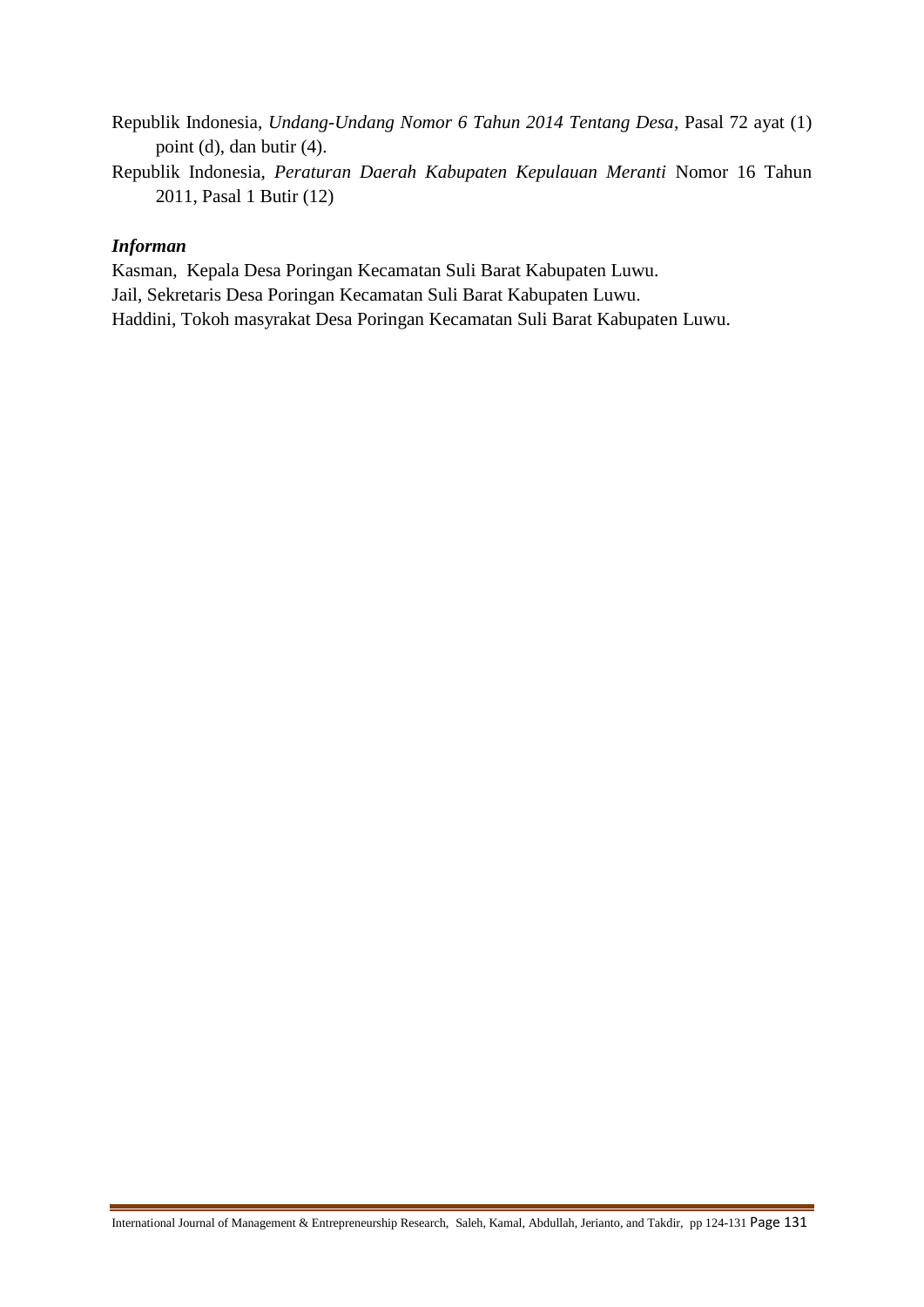Republik Indonesia, *Undang-Undang Nomor 6 Tahun 2014 Tentang Desa*, Pasal 72 ayat (1) point (d), dan butir (4).

Republik Indonesia, *Peraturan Daerah Kabupaten Kepulauan Meranti* Nomor 16 Tahun 2011, Pasal 1 Butir (12)

***Informan***

Kasman, Kepala Desa Poringan Kecamatan Suli Barat Kabupaten Luwu.

Jail, Sekretaris Desa Poringan Kecamatan Suli Barat Kabupaten Luwu.

Haddini, Tokoh masyrakat Desa Poringan Kecamatan Suli Barat Kabupaten Luwu.